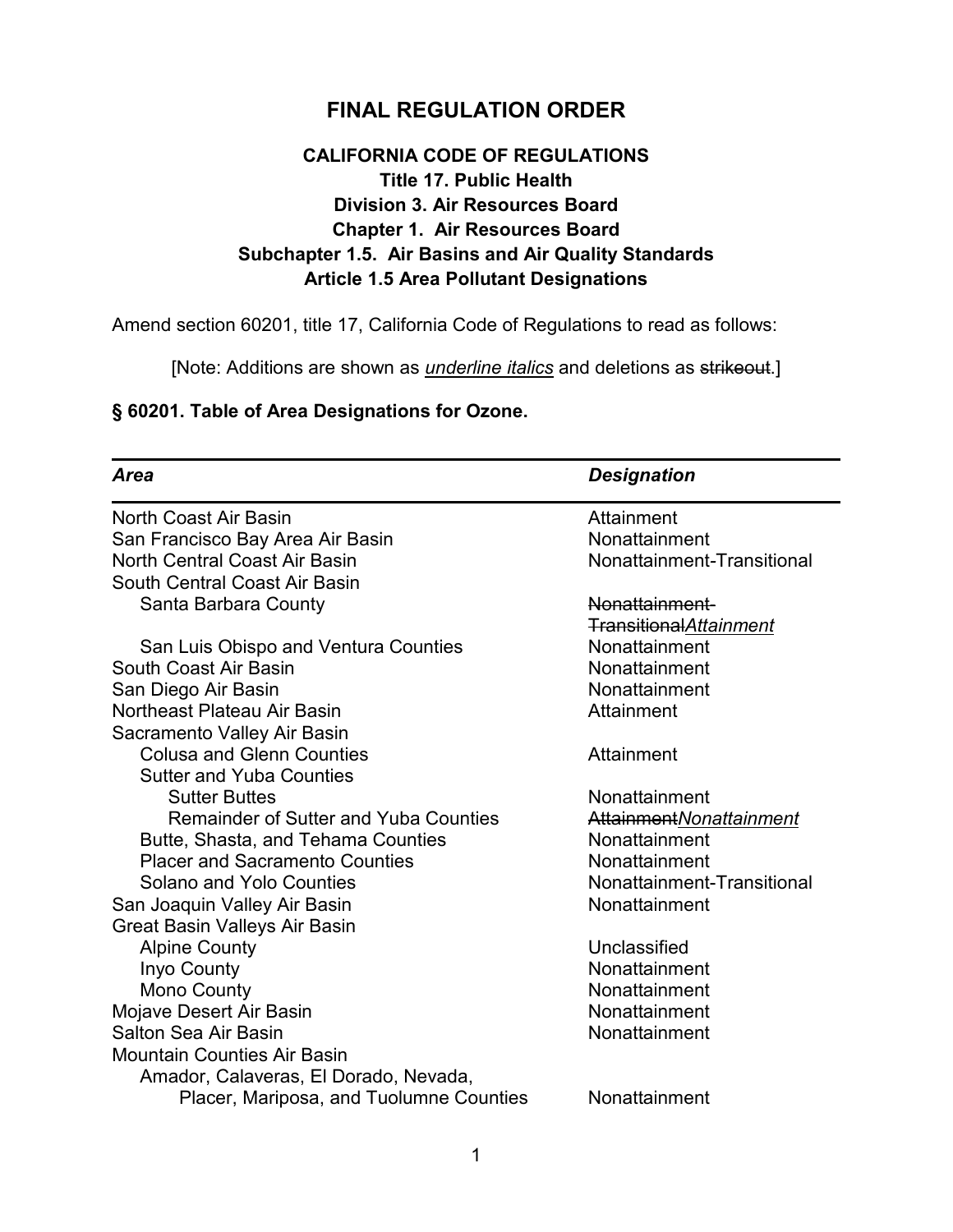# FINAL REGULATION ORDER

**CALIFORNIA CODE OF REGULATIONS**
**Title 17. Public Health**
**Division 3. Air Resources Board**
**Chapter 1. Air Resources Board**
**Subchapter 1.5. Air Basins and Air Quality Standards**
**Article 1.5 Area Pollutant Designations**

Amend section 60201, title 17, California Code of Regulations to read as follows:

[Note: Additions are shown as <u>*underline italics*</u> and deletions as ~~strikeout~~.]

### § 60201. Table of Area Designations for Ozone.

| ***Area*** | ***Designation*** |
|---|---|
| North Coast Air Basin | Attainment |
| San Francisco Bay Area Air Basin | Nonattainment |
| North Central Coast Air Basin | Nonattainment-Transitional |
| South Central Coast Air Basin | |
| Santa Barbara County | ~~Nonattainment-Transitional~~<u>*Attainment*</u> |
| San Luis Obispo and Ventura Counties | Nonattainment |
| South Coast Air Basin | Nonattainment |
| San Diego Air Basin | Nonattainment |
| Northeast Plateau Air Basin | Attainment |
| Sacramento Valley Air Basin | |
| Colusa and Glenn Counties | Attainment |
| Sutter and Yuba Counties | |
| Sutter Buttes | Nonattainment |
| Remainder of Sutter and Yuba Counties | ~~Attainment~~<u>*Nonattainment*</u> |
| Butte, Shasta, and Tehama Counties | Nonattainment |
| Placer and Sacramento Counties | Nonattainment |
| Solano and Yolo Counties | Nonattainment-Transitional |
| San Joaquin Valley Air Basin | Nonattainment |
| Great Basin Valleys Air Basin | |
| Alpine County | Unclassified |
| Inyo County | Nonattainment |
| Mono County | Nonattainment |
| Mojave Desert Air Basin | Nonattainment |
| Salton Sea Air Basin | Nonattainment |
| Mountain Counties Air Basin | |
| Amador, Calaveras, El Dorado, Nevada, Placer, Mariposa, and Tuolumne Counties | Nonattainment |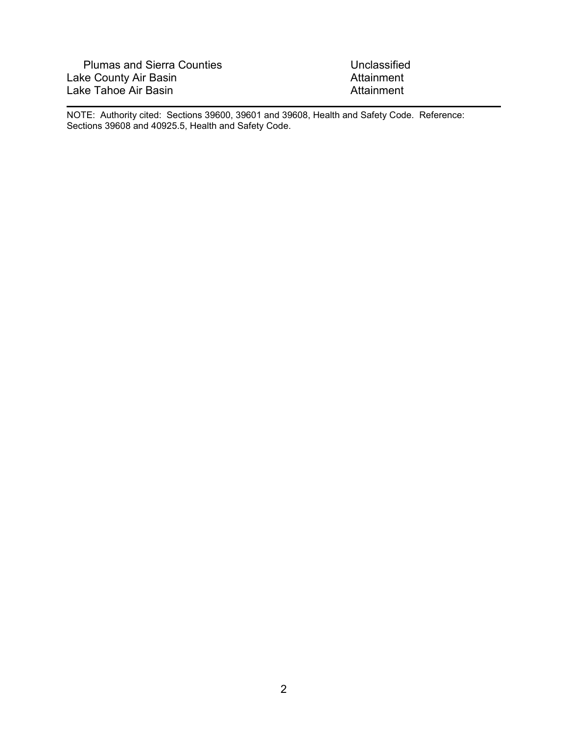| | |
|---|---|
| Plumas and Sierra Counties | Unclassified |
| Lake County Air Basin | Attainment |
| Lake Tahoe Air Basin | Attainment |

NOTE: Authority cited: Sections 39600, 39601 and 39608, Health and Safety Code. Reference: Sections 39608 and 40925.5, Health and Safety Code.